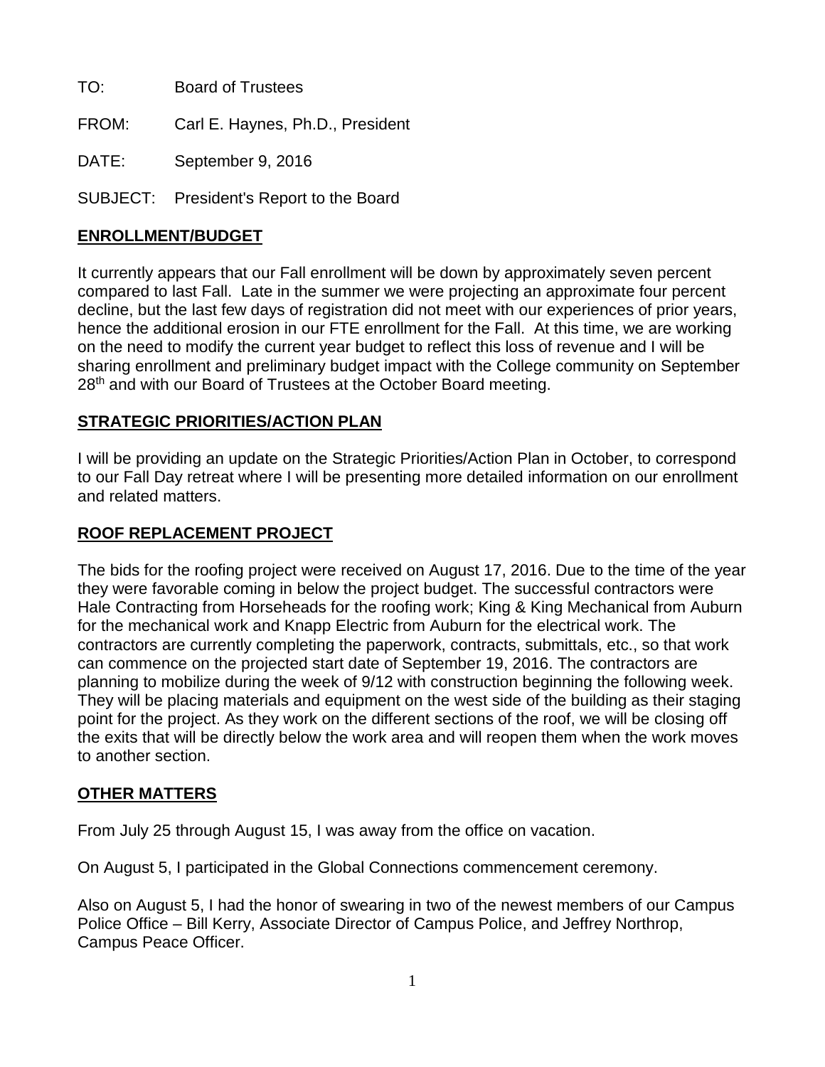TO: Board of Trustees

FROM: Carl E. Haynes, Ph.D., President

DATE: September 9, 2016

SUBJECT: President's Report to the Board

## ENROLLMENT/BUDGET

It currently appears that our Fall enrollment will be down by approximately seven percent compared to last Fall. Late in the summer we were projecting an approximate four percent decline, but the last few days of registration did not meet with our experiences of prior years, hence the additional erosion in our FTE enrollment for the Fall. At this time, we are working on the need to modify the current year budget to reflect this loss of revenue and I will be sharing enrollment and preliminary budget impact with the College community on September 28th and with our Board of Trustees at the October Board meeting.

## STRATEGIC PRIORITIES/ACTION PLAN

I will be providing an update on the Strategic Priorities/Action Plan in October, to correspond to our Fall Day retreat where I will be presenting more detailed information on our enrollment and related matters.

## ROOF REPLACEMENT PROJECT

The bids for the roofing project were received on August 17, 2016. Due to the time of the year they were favorable coming in below the project budget. The successful contractors were Hale Contracting from Horseheads for the roofing work; King & King Mechanical from Auburn for the mechanical work and Knapp Electric from Auburn for the electrical work. The contractors are currently completing the paperwork, contracts, submittals, etc., so that work can commence on the projected start date of September 19, 2016. The contractors are planning to mobilize during the week of 9/12 with construction beginning the following week. They will be placing materials and equipment on the west side of the building as their staging point for the project. As they work on the different sections of the roof, we will be closing off the exits that will be directly below the work area and will reopen them when the work moves to another section.

## OTHER MATTERS

From July 25 through August 15, I was away from the office on vacation.

On August 5, I participated in the Global Connections commencement ceremony.

Also on August 5, I had the honor of swearing in two of the newest members of our Campus Police Office – Bill Kerry, Associate Director of Campus Police, and Jeffrey Northrop, Campus Peace Officer.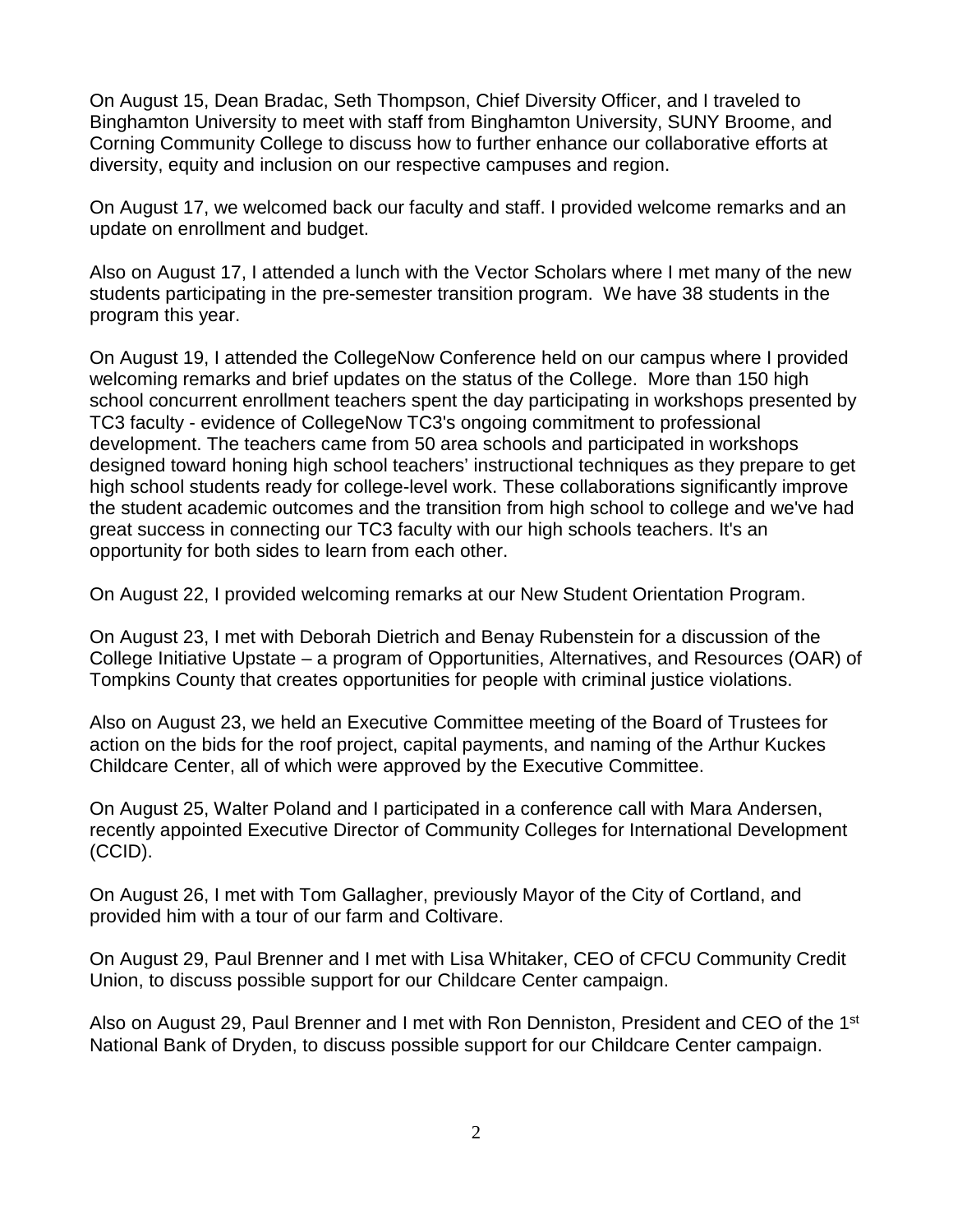On August 15, Dean Bradac, Seth Thompson, Chief Diversity Officer, and I traveled to Binghamton University to meet with staff from Binghamton University, SUNY Broome, and Corning Community College to discuss how to further enhance our collaborative efforts at diversity, equity and inclusion on our respective campuses and region.

On August 17, we welcomed back our faculty and staff. I provided welcome remarks and an update on enrollment and budget.

Also on August 17, I attended a lunch with the Vector Scholars where I met many of the new students participating in the pre-semester transition program. We have 38 students in the program this year.

On August 19, I attended the CollegeNow Conference held on our campus where I provided welcoming remarks and brief updates on the status of the College. More than 150 high school concurrent enrollment teachers spent the day participating in workshops presented by TC3 faculty - evidence of CollegeNow TC3's ongoing commitment to professional development. The teachers came from 50 area schools and participated in workshops designed toward honing high school teachers' instructional techniques as they prepare to get high school students ready for college-level work. These collaborations significantly improve the student academic outcomes and the transition from high school to college and we've had great success in connecting our TC3 faculty with our high schools teachers. It's an opportunity for both sides to learn from each other.

On August 22, I provided welcoming remarks at our New Student Orientation Program.

On August 23, I met with Deborah Dietrich and Benay Rubenstein for a discussion of the College Initiative Upstate – a program of Opportunities, Alternatives, and Resources (OAR) of Tompkins County that creates opportunities for people with criminal justice violations.

Also on August 23, we held an Executive Committee meeting of the Board of Trustees for action on the bids for the roof project, capital payments, and naming of the Arthur Kuckes Childcare Center, all of which were approved by the Executive Committee.

On August 25, Walter Poland and I participated in a conference call with Mara Andersen, recently appointed Executive Director of Community Colleges for International Development (CCID).

On August 26, I met with Tom Gallagher, previously Mayor of the City of Cortland, and provided him with a tour of our farm and Coltivare.

On August 29, Paul Brenner and I met with Lisa Whitaker, CEO of CFCU Community Credit Union, to discuss possible support for our Childcare Center campaign.

Also on August 29, Paul Brenner and I met with Ron Denniston, President and CEO of the 1st National Bank of Dryden, to discuss possible support for our Childcare Center campaign.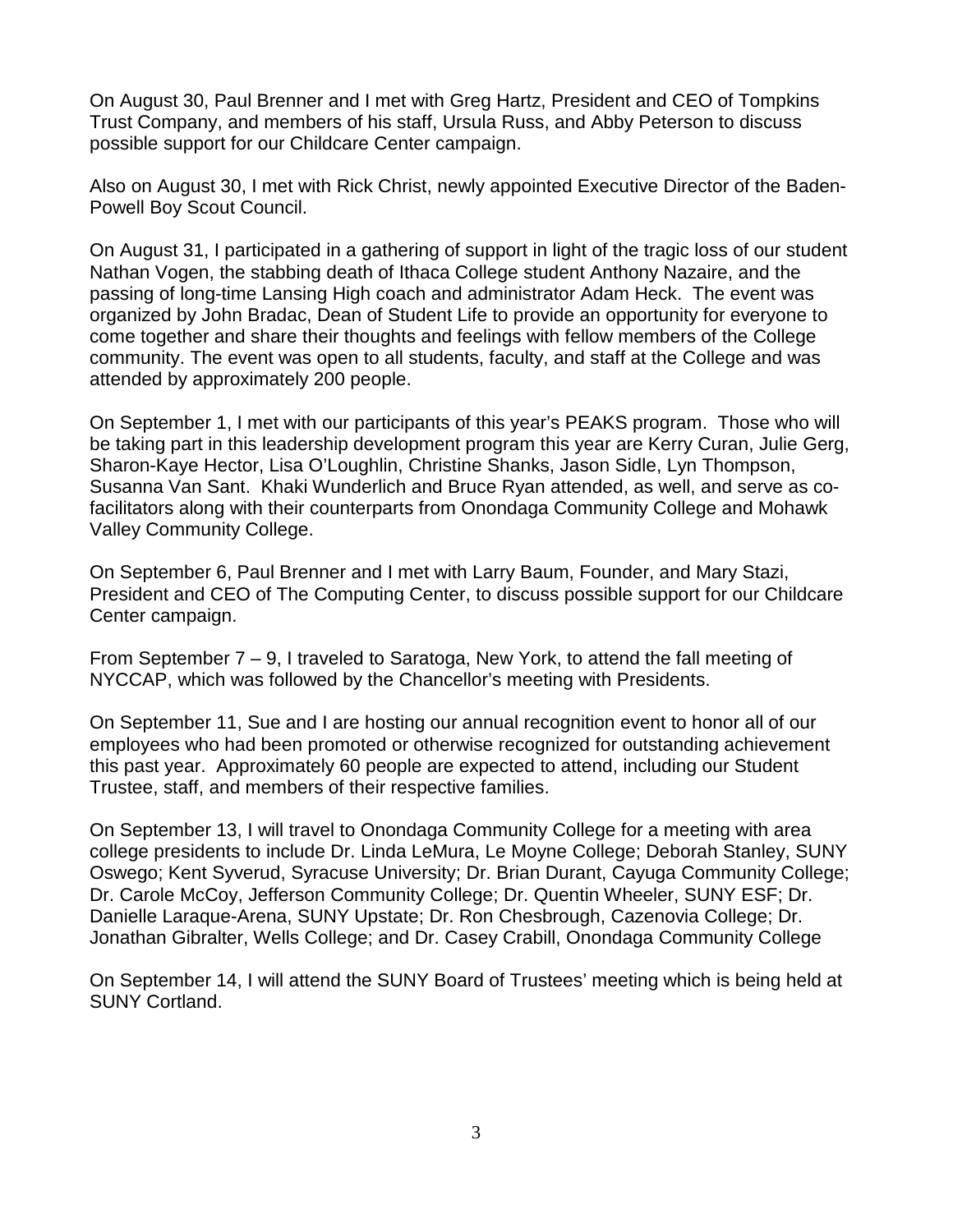On August 30, Paul Brenner and I met with Greg Hartz, President and CEO of Tompkins Trust Company, and members of his staff, Ursula Russ, and Abby Peterson to discuss possible support for our Childcare Center campaign.

Also on August 30, I met with Rick Christ, newly appointed Executive Director of the Baden-Powell Boy Scout Council.

On August 31, I participated in a gathering of support in light of the tragic loss of our student Nathan Vogen, the stabbing death of Ithaca College student Anthony Nazaire, and the passing of long-time Lansing High coach and administrator Adam Heck. The event was organized by John Bradac, Dean of Student Life to provide an opportunity for everyone to come together and share their thoughts and feelings with fellow members of the College community. The event was open to all students, faculty, and staff at the College and was attended by approximately 200 people.

On September 1, I met with our participants of this year's PEAKS program. Those who will be taking part in this leadership development program this year are Kerry Curan, Julie Gerg, Sharon-Kaye Hector, Lisa O'Loughlin, Christine Shanks, Jason Sidle, Lyn Thompson, Susanna Van Sant. Khaki Wunderlich and Bruce Ryan attended, as well, and serve as co-facilitators along with their counterparts from Onondaga Community College and Mohawk Valley Community College.

On September 6, Paul Brenner and I met with Larry Baum, Founder, and Mary Stazi, President and CEO of The Computing Center, to discuss possible support for our Childcare Center campaign.

From September 7 – 9, I traveled to Saratoga, New York, to attend the fall meeting of NYCCAP, which was followed by the Chancellor's meeting with Presidents.

On September 11, Sue and I are hosting our annual recognition event to honor all of our employees who had been promoted or otherwise recognized for outstanding achievement this past year. Approximately 60 people are expected to attend, including our Student Trustee, staff, and members of their respective families.

On September 13, I will travel to Onondaga Community College for a meeting with area college presidents to include Dr. Linda LeMura, Le Moyne College; Deborah Stanley, SUNY Oswego; Kent Syverud, Syracuse University; Dr. Brian Durant, Cayuga Community College; Dr. Carole McCoy, Jefferson Community College; Dr. Quentin Wheeler, SUNY ESF; Dr. Danielle Laraque-Arena, SUNY Upstate; Dr. Ron Chesbrough, Cazenovia College; Dr. Jonathan Gibralter, Wells College; and Dr. Casey Crabill, Onondaga Community College

On September 14, I will attend the SUNY Board of Trustees' meeting which is being held at SUNY Cortland.